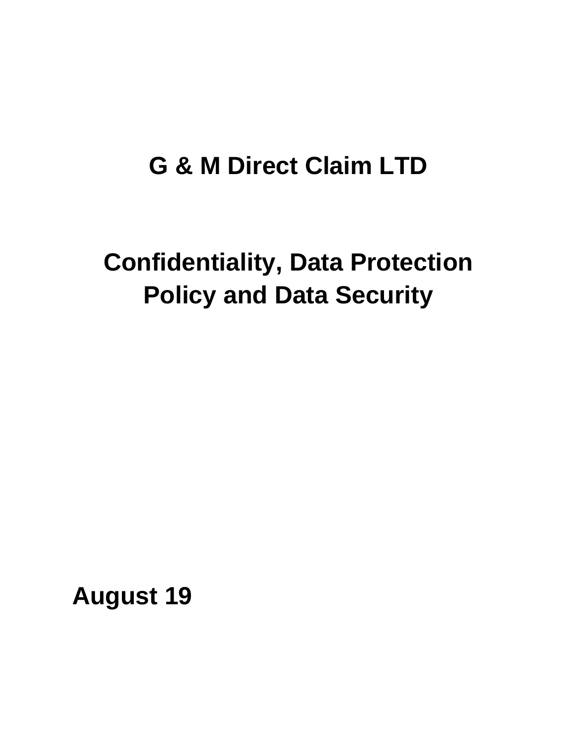# G & M Direct Claim LTD

# Confidentiality, Data Protection Policy and Data Security

**August 19**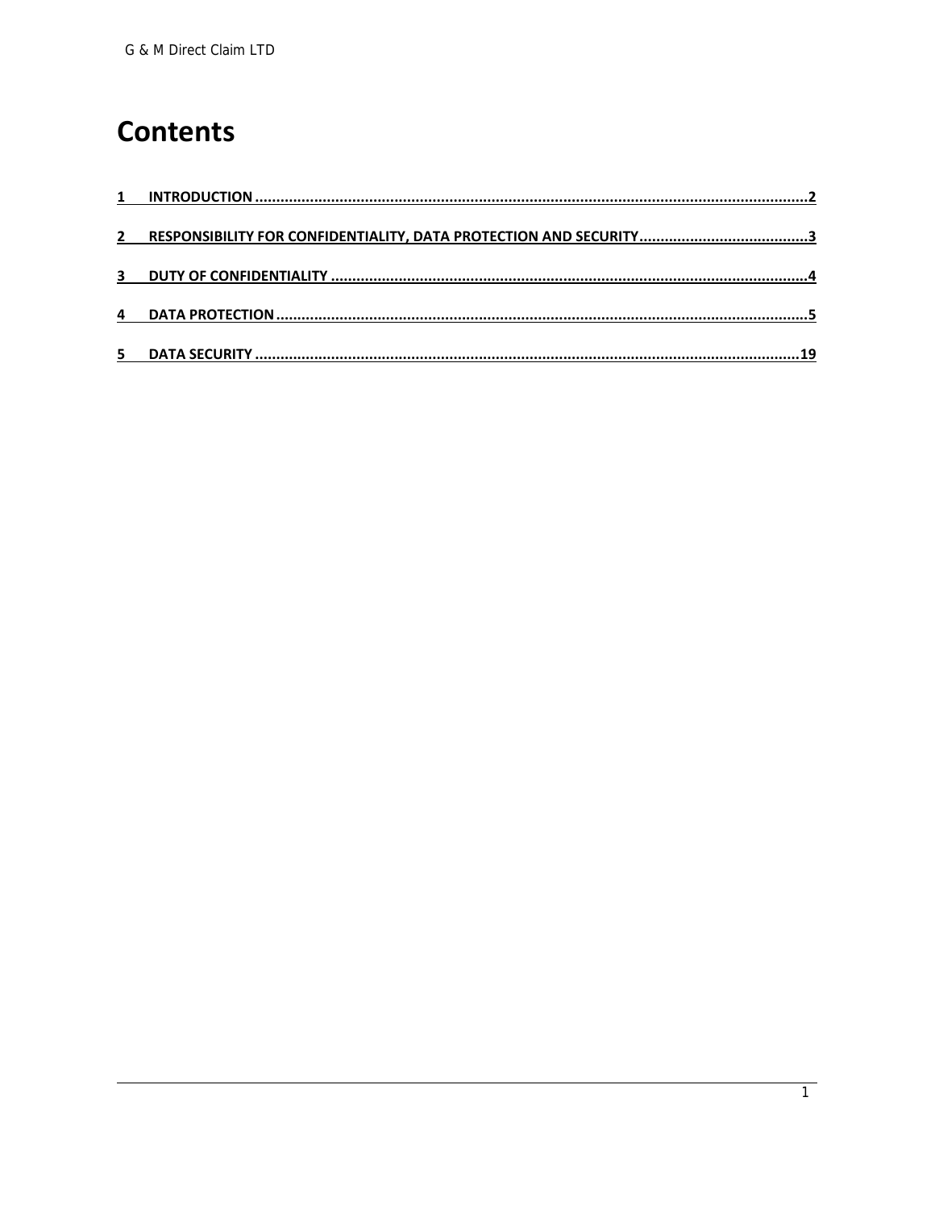# Contents

1 INTRODUCTION .......................................................................................................................................2

2 RESPONSIBILITY FOR CONFIDENTIALITY, DATA PROTECTION AND SECURITY........................................3

3 DUTY OF CONFIDENTIALITY ....................................................................................................................4

4 DATA PROTECTION..................................................................................................................................5

5 DATA SECURITY .....................................................................................................................................19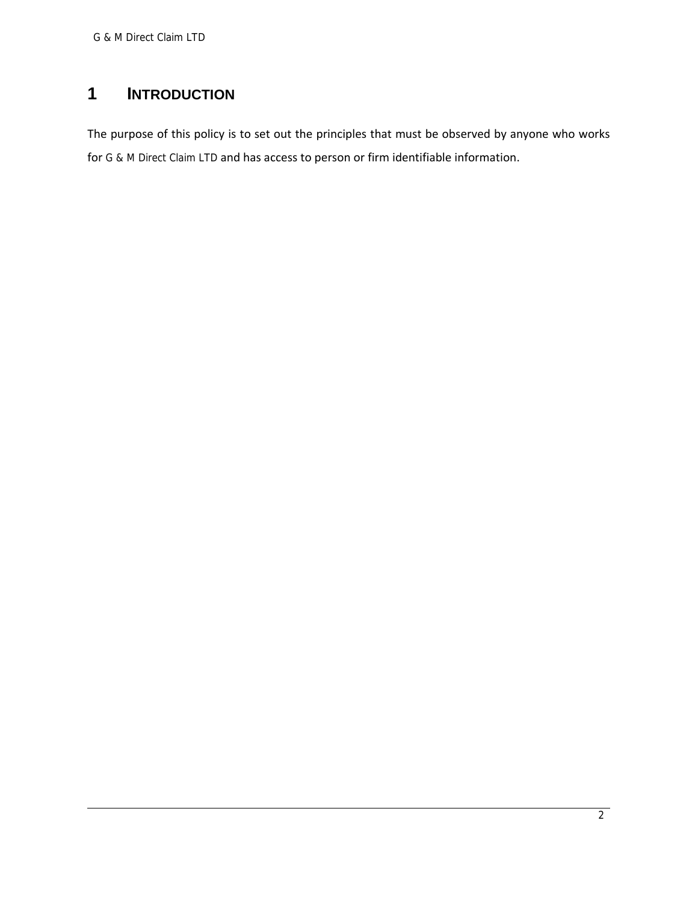# 1 INTRODUCTION

The purpose of this policy is to set out the principles that must be observed by anyone who works for G & M Direct Claim LTD and has access to person or firm identifiable information.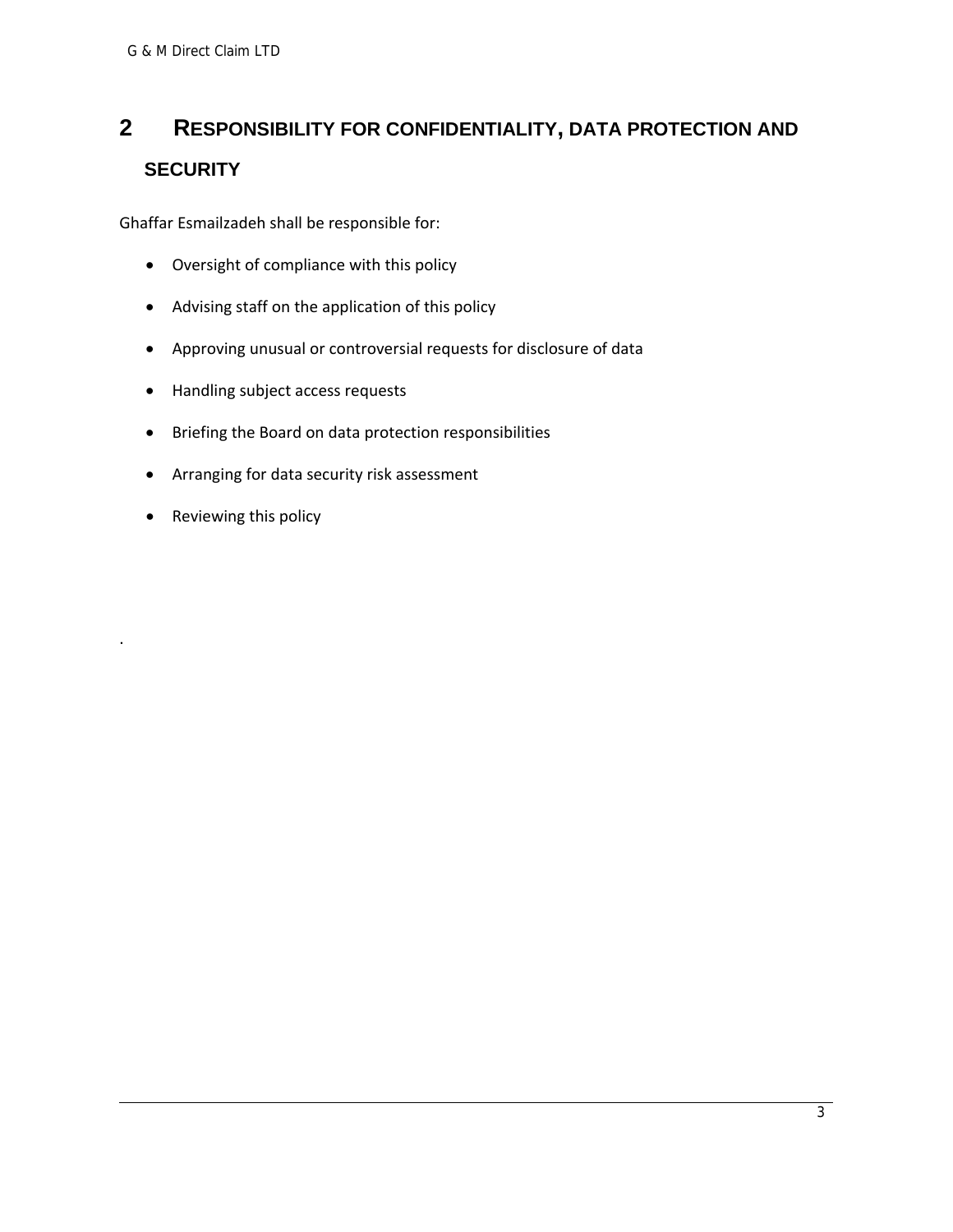## 2 RESPONSIBILITY FOR CONFIDENTIALITY, DATA PROTECTION AND SECURITY

Ghaffar Esmailzadeh shall be responsible for:

- Oversight of compliance with this policy
- Advising staff on the application of this policy
- Approving unusual or controversial requests for disclosure of data
- Handling subject access requests
- Briefing the Board on data protection responsibilities
- Arranging for data security risk assessment
- Reviewing this policy

.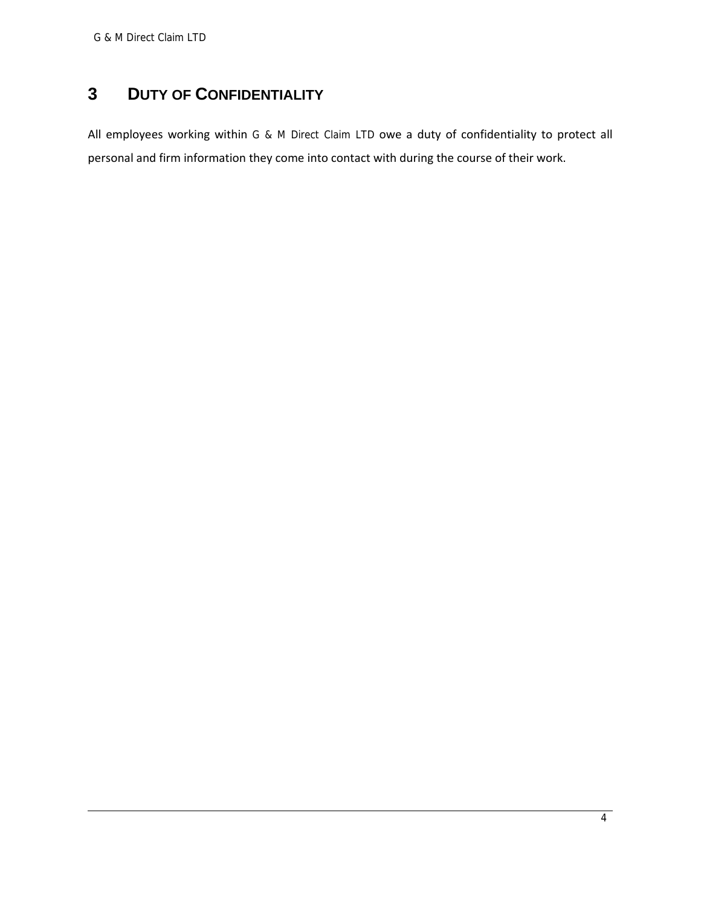# 3 DUTY OF CONFIDENTIALITY

All employees working within G & M Direct Claim LTD owe a duty of confidentiality to protect all personal and firm information they come into contact with during the course of their work.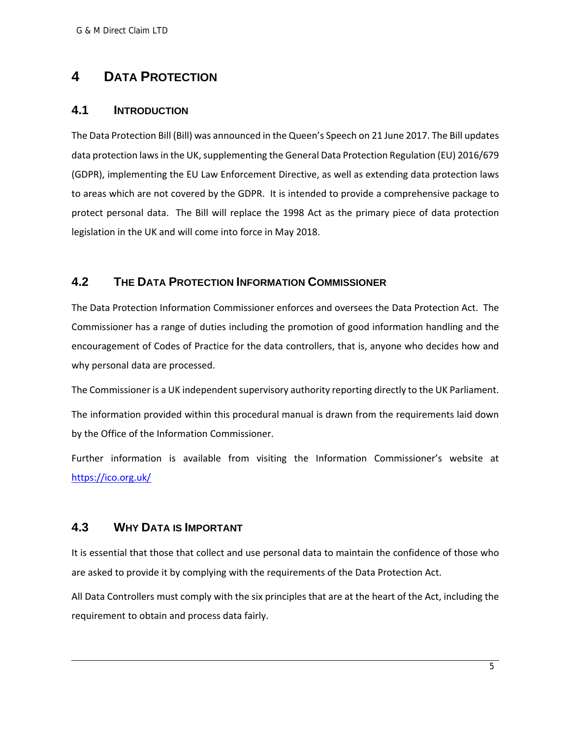# 4 DATA PROTECTION

## 4.1 INTRODUCTION

The Data Protection Bill (Bill) was announced in the Queen's Speech on 21 June 2017. The Bill updates data protection laws in the UK, supplementing the General Data Protection Regulation (EU) 2016/679 (GDPR), implementing the EU Law Enforcement Directive, as well as extending data protection laws to areas which are not covered by the GDPR. It is intended to provide a comprehensive package to protect personal data. The Bill will replace the 1998 Act as the primary piece of data protection legislation in the UK and will come into force in May 2018.

## 4.2 THE DATA PROTECTION INFORMATION COMMISSIONER

The Data Protection Information Commissioner enforces and oversees the Data Protection Act. The Commissioner has a range of duties including the promotion of good information handling and the encouragement of Codes of Practice for the data controllers, that is, anyone who decides how and why personal data are processed.

The Commissioner is a UK independent supervisory authority reporting directly to the UK Parliament.

The information provided within this procedural manual is drawn from the requirements laid down by the Office of the Information Commissioner.

Further information is available from visiting the Information Commissioner's website at https://ico.org.uk/

## 4.3 WHY DATA IS IMPORTANT

It is essential that those that collect and use personal data to maintain the confidence of those who are asked to provide it by complying with the requirements of the Data Protection Act.

All Data Controllers must comply with the six principles that are at the heart of the Act, including the requirement to obtain and process data fairly.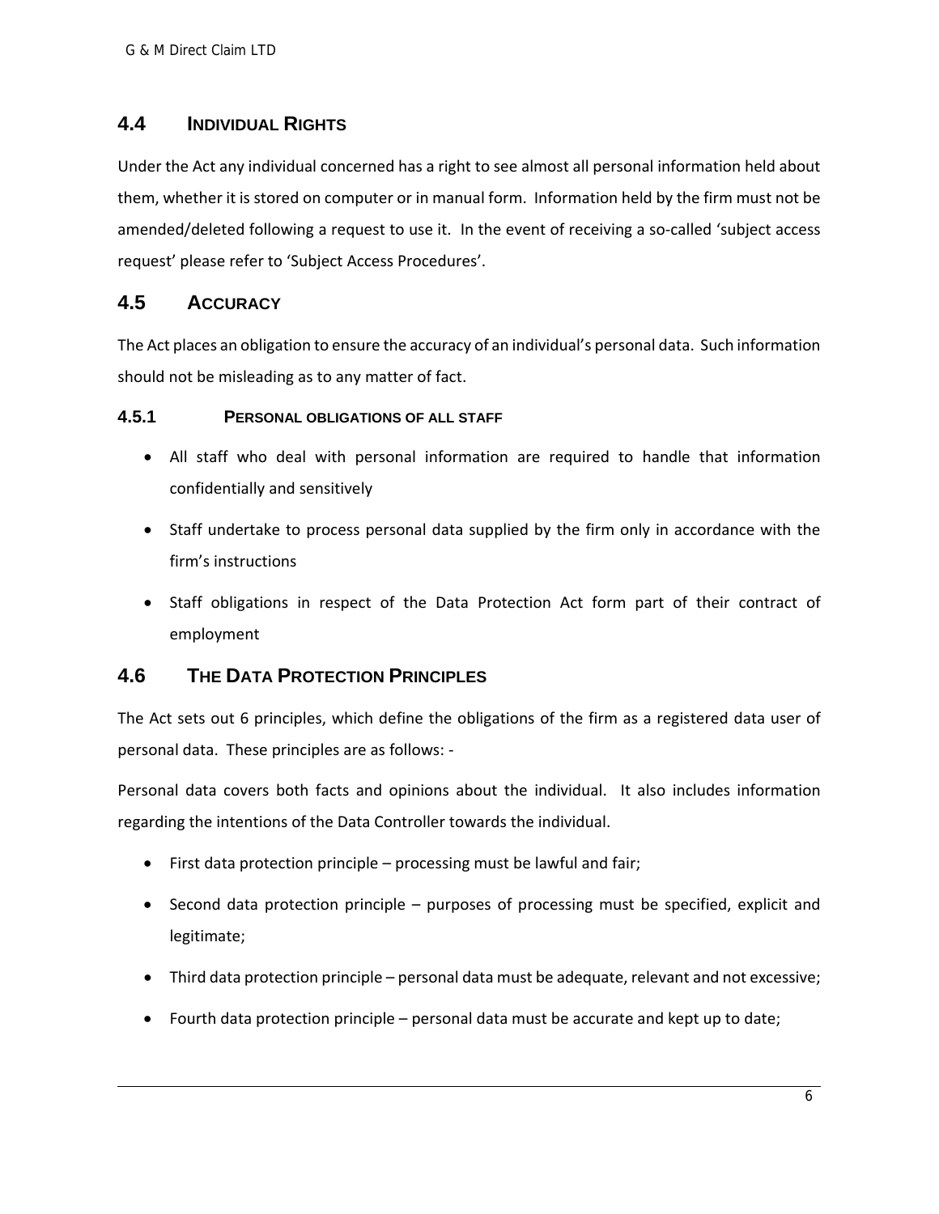## 4.4 Individual Rights

Under the Act any individual concerned has a right to see almost all personal information held about them, whether it is stored on computer or in manual form. Information held by the firm must not be amended/deleted following a request to use it. In the event of receiving a so-called 'subject access request' please refer to 'Subject Access Procedures'.

## 4.5 Accuracy

The Act places an obligation to ensure the accuracy of an individual's personal data. Such information should not be misleading as to any matter of fact.

### 4.5.1 Personal obligations of all staff

- All staff who deal with personal information are required to handle that information confidentially and sensitively
- Staff undertake to process personal data supplied by the firm only in accordance with the firm's instructions
- Staff obligations in respect of the Data Protection Act form part of their contract of employment

## 4.6 The Data Protection Principles

The Act sets out 6 principles, which define the obligations of the firm as a registered data user of personal data. These principles are as follows: -

Personal data covers both facts and opinions about the individual. It also includes information regarding the intentions of the Data Controller towards the individual.

- First data protection principle – processing must be lawful and fair;
- Second data protection principle – purposes of processing must be specified, explicit and legitimate;
- Third data protection principle – personal data must be adequate, relevant and not excessive;
- Fourth data protection principle – personal data must be accurate and kept up to date;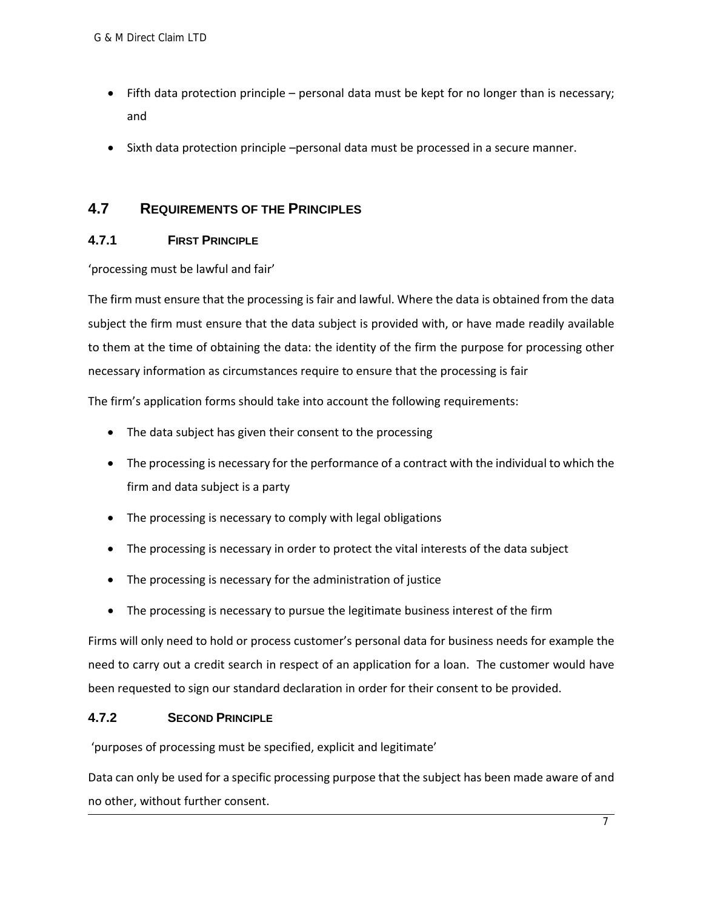- Fifth data protection principle – personal data must be kept for no longer than is necessary; and
- Sixth data protection principle –personal data must be processed in a secure manner.

## 4.7 Requirements of the Principles

### 4.7.1 First Principle

'processing must be lawful and fair'

The firm must ensure that the processing is fair and lawful. Where the data is obtained from the data subject the firm must ensure that the data subject is provided with, or have made readily available to them at the time of obtaining the data: the identity of the firm the purpose for processing other necessary information as circumstances require to ensure that the processing is fair

The firm's application forms should take into account the following requirements:

- The data subject has given their consent to the processing
- The processing is necessary for the performance of a contract with the individual to which the firm and data subject is a party
- The processing is necessary to comply with legal obligations
- The processing is necessary in order to protect the vital interests of the data subject
- The processing is necessary for the administration of justice
- The processing is necessary to pursue the legitimate business interest of the firm

Firms will only need to hold or process customer's personal data for business needs for example the need to carry out a credit search in respect of an application for a loan. The customer would have been requested to sign our standard declaration in order for their consent to be provided.

### 4.7.2 Second Principle

'purposes of processing must be specified, explicit and legitimate'

Data can only be used for a specific processing purpose that the subject has been made aware of and no other, without further consent.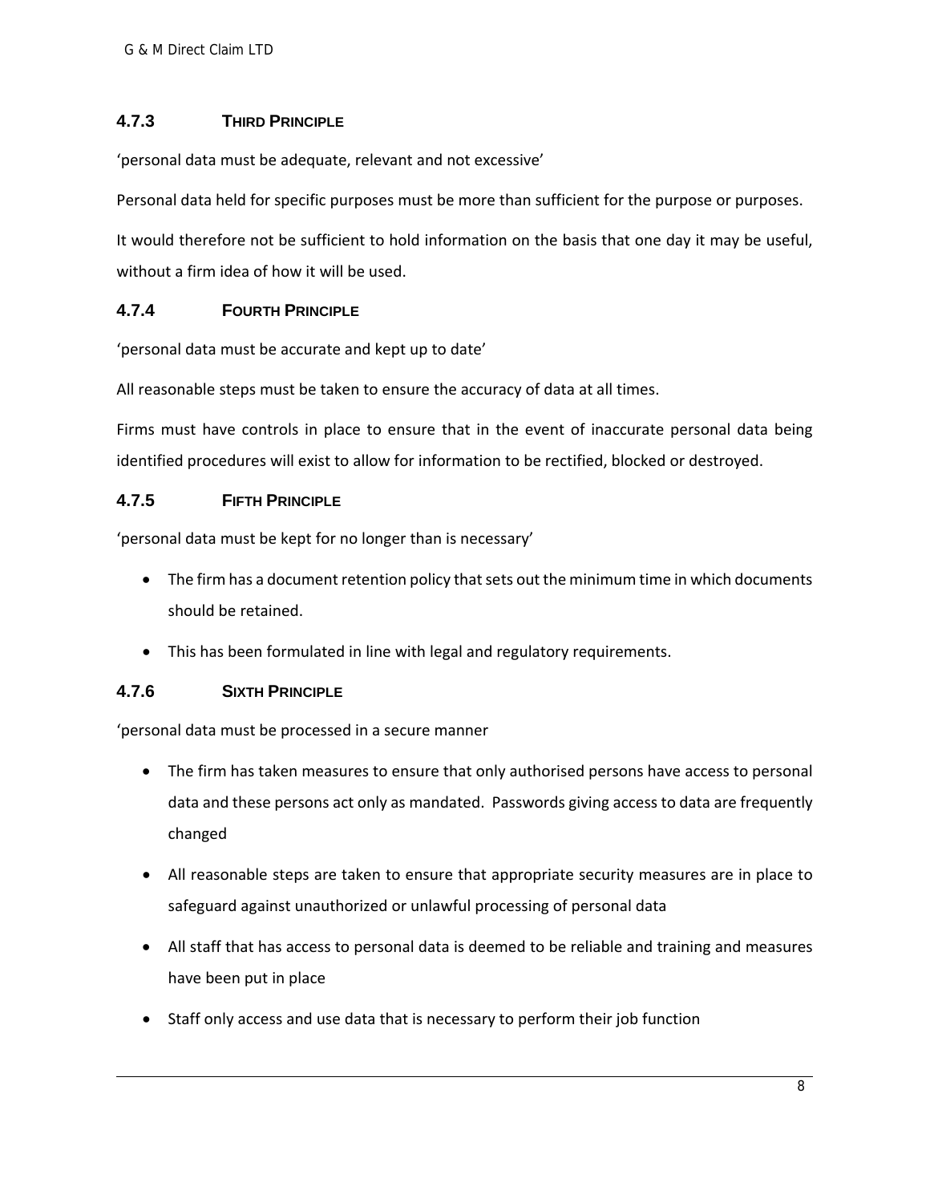### 4.7.3 THIRD PRINCIPLE

'personal data must be adequate, relevant and not excessive'

Personal data held for specific purposes must be more than sufficient for the purpose or purposes.

It would therefore not be sufficient to hold information on the basis that one day it may be useful, without a firm idea of how it will be used.

### 4.7.4 FOURTH PRINCIPLE

'personal data must be accurate and kept up to date'

All reasonable steps must be taken to ensure the accuracy of data at all times.

Firms must have controls in place to ensure that in the event of inaccurate personal data being identified procedures will exist to allow for information to be rectified, blocked or destroyed.

### 4.7.5 FIFTH PRINCIPLE

'personal data must be kept for no longer than is necessary'

- The firm has a document retention policy that sets out the minimum time in which documents should be retained.
- This has been formulated in line with legal and regulatory requirements.

### 4.7.6 SIXTH PRINCIPLE

'personal data must be processed in a secure manner

- The firm has taken measures to ensure that only authorised persons have access to personal data and these persons act only as mandated. Passwords giving access to data are frequently changed
- All reasonable steps are taken to ensure that appropriate security measures are in place to safeguard against unauthorized or unlawful processing of personal data
- All staff that has access to personal data is deemed to be reliable and training and measures have been put in place
- Staff only access and use data that is necessary to perform their job function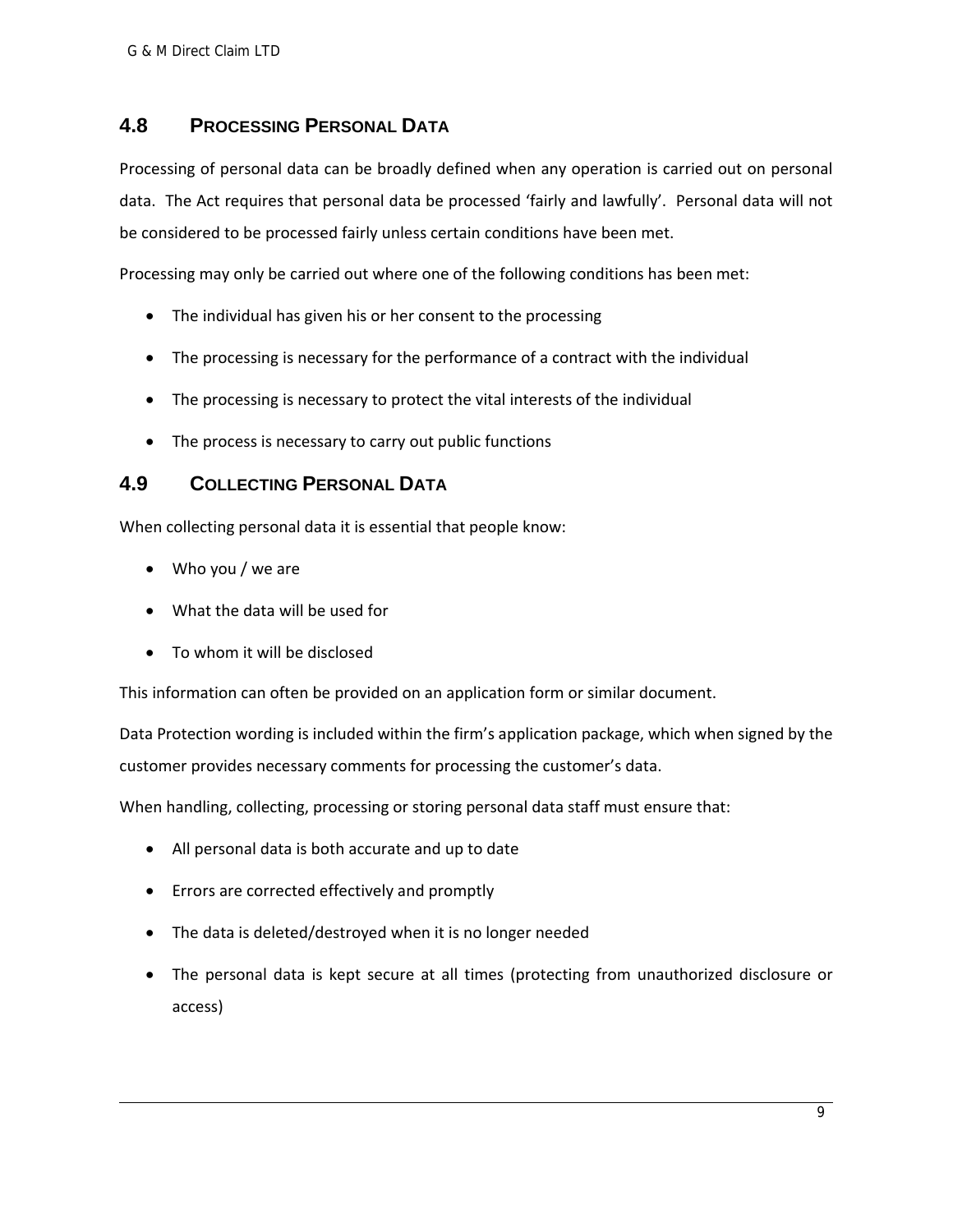## 4.8 PROCESSING PERSONAL DATA

Processing of personal data can be broadly defined when any operation is carried out on personal data. The Act requires that personal data be processed 'fairly and lawfully'. Personal data will not be considered to be processed fairly unless certain conditions have been met.

Processing may only be carried out where one of the following conditions has been met:

- The individual has given his or her consent to the processing
- The processing is necessary for the performance of a contract with the individual
- The processing is necessary to protect the vital interests of the individual
- The process is necessary to carry out public functions

## 4.9 COLLECTING PERSONAL DATA

When collecting personal data it is essential that people know:

- Who you / we are
- What the data will be used for
- To whom it will be disclosed

This information can often be provided on an application form or similar document.

Data Protection wording is included within the firm's application package, which when signed by the customer provides necessary comments for processing the customer's data.

When handling, collecting, processing or storing personal data staff must ensure that:

- All personal data is both accurate and up to date
- Errors are corrected effectively and promptly
- The data is deleted/destroyed when it is no longer needed
- The personal data is kept secure at all times (protecting from unauthorized disclosure or access)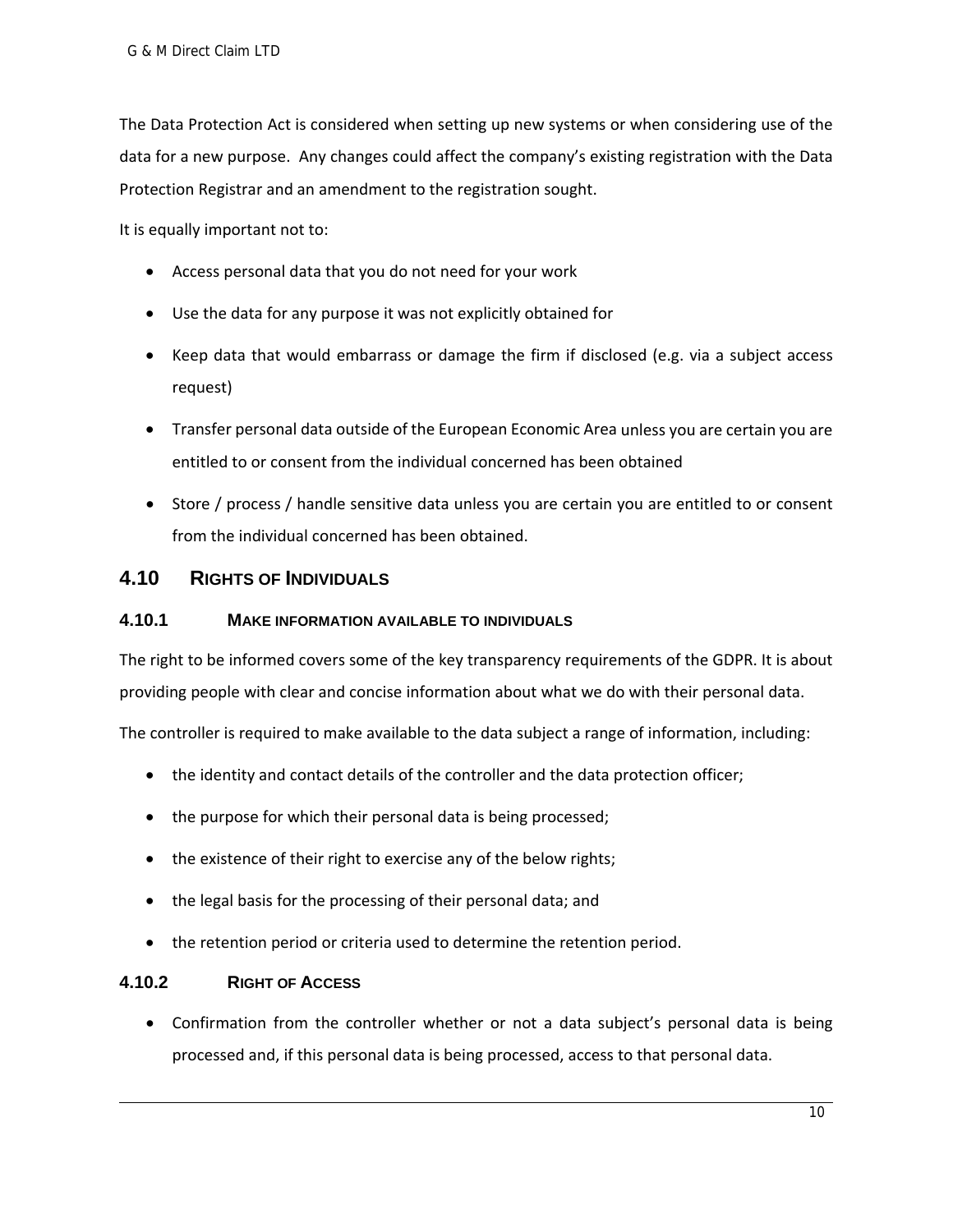The Data Protection Act is considered when setting up new systems or when considering use of the data for a new purpose. Any changes could affect the company's existing registration with the Data Protection Registrar and an amendment to the registration sought.

It is equally important not to:

- Access personal data that you do not need for your work
- Use the data for any purpose it was not explicitly obtained for
- Keep data that would embarrass or damage the firm if disclosed (e.g. via a subject access request)
- Transfer personal data outside of the European Economic Area unless you are certain you are entitled to or consent from the individual concerned has been obtained
- Store / process / handle sensitive data unless you are certain you are entitled to or consent from the individual concerned has been obtained.

## 4.10 RIGHTS OF INDIVIDUALS

### 4.10.1 MAKE INFORMATION AVAILABLE TO INDIVIDUALS

The right to be informed covers some of the key transparency requirements of the GDPR. It is about providing people with clear and concise information about what we do with their personal data.

The controller is required to make available to the data subject a range of information, including:

- the identity and contact details of the controller and the data protection officer;
- the purpose for which their personal data is being processed;
- the existence of their right to exercise any of the below rights;
- the legal basis for the processing of their personal data; and
- the retention period or criteria used to determine the retention period.

### 4.10.2 RIGHT OF ACCESS

- Confirmation from the controller whether or not a data subject's personal data is being processed and, if this personal data is being processed, access to that personal data.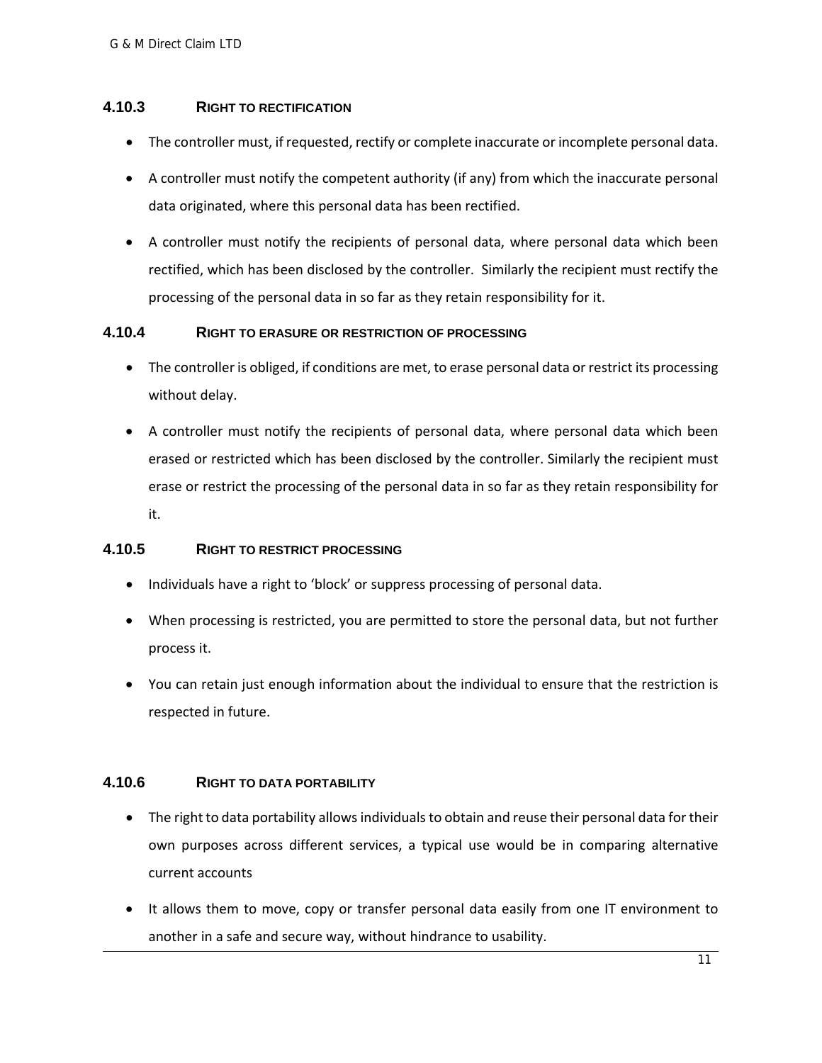### 4.10.3 RIGHT TO RECTIFICATION

- The controller must, if requested, rectify or complete inaccurate or incomplete personal data.
- A controller must notify the competent authority (if any) from which the inaccurate personal data originated, where this personal data has been rectified.
- A controller must notify the recipients of personal data, where personal data which been rectified, which has been disclosed by the controller. Similarly the recipient must rectify the processing of the personal data in so far as they retain responsibility for it.

### 4.10.4 RIGHT TO ERASURE OR RESTRICTION OF PROCESSING

- The controller is obliged, if conditions are met, to erase personal data or restrict its processing without delay.
- A controller must notify the recipients of personal data, where personal data which been erased or restricted which has been disclosed by the controller. Similarly the recipient must erase or restrict the processing of the personal data in so far as they retain responsibility for it.

### 4.10.5 RIGHT TO RESTRICT PROCESSING

- Individuals have a right to 'block' or suppress processing of personal data.
- When processing is restricted, you are permitted to store the personal data, but not further process it.
- You can retain just enough information about the individual to ensure that the restriction is respected in future.

### 4.10.6 RIGHT TO DATA PORTABILITY

- The right to data portability allows individuals to obtain and reuse their personal data for their own purposes across different services, a typical use would be in comparing alternative current accounts
- It allows them to move, copy or transfer personal data easily from one IT environment to another in a safe and secure way, without hindrance to usability.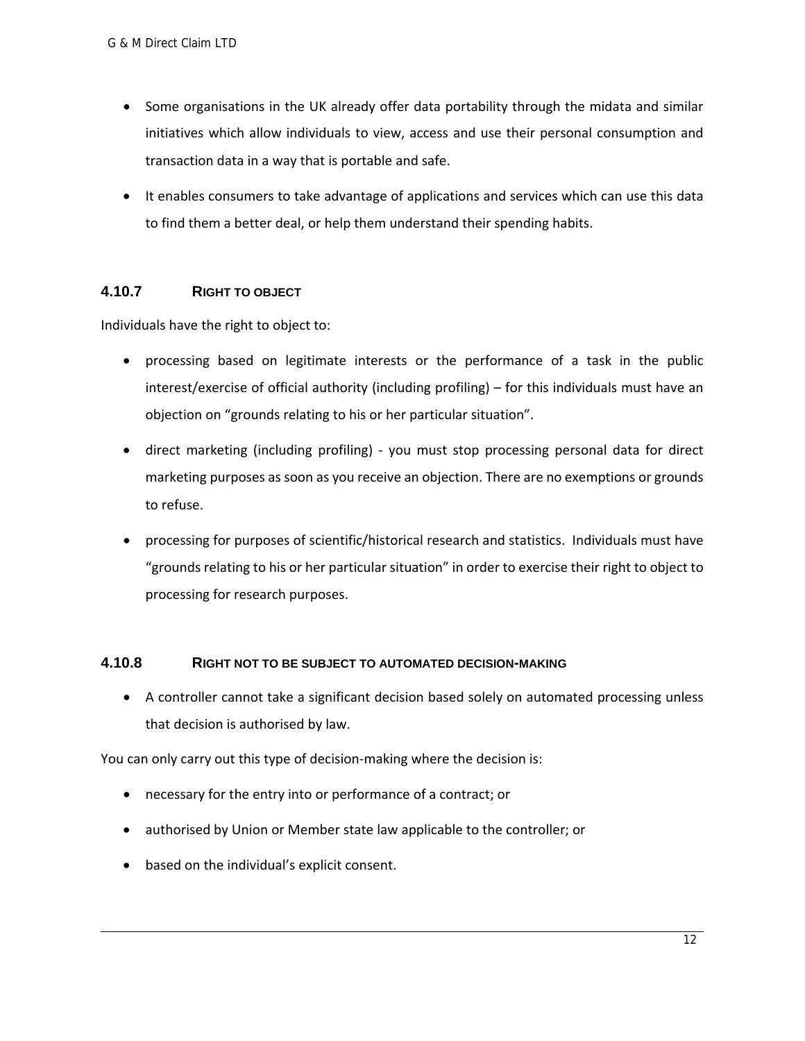- Some organisations in the UK already offer data portability through the midata and similar initiatives which allow individuals to view, access and use their personal consumption and transaction data in a way that is portable and safe.
- It enables consumers to take advantage of applications and services which can use this data to find them a better deal, or help them understand their spending habits.

### 4.10.7 RIGHT TO OBJECT

Individuals have the right to object to:

- processing based on legitimate interests or the performance of a task in the public interest/exercise of official authority (including profiling) – for this individuals must have an objection on "grounds relating to his or her particular situation".
- direct marketing (including profiling) - you must stop processing personal data for direct marketing purposes as soon as you receive an objection. There are no exemptions or grounds to refuse.
- processing for purposes of scientific/historical research and statistics. Individuals must have "grounds relating to his or her particular situation" in order to exercise their right to object to processing for research purposes.

### 4.10.8 RIGHT NOT TO BE SUBJECT TO AUTOMATED DECISION-MAKING

- A controller cannot take a significant decision based solely on automated processing unless that decision is authorised by law.

You can only carry out this type of decision-making where the decision is:

- necessary for the entry into or performance of a contract; or
- authorised by Union or Member state law applicable to the controller; or
- based on the individual's explicit consent.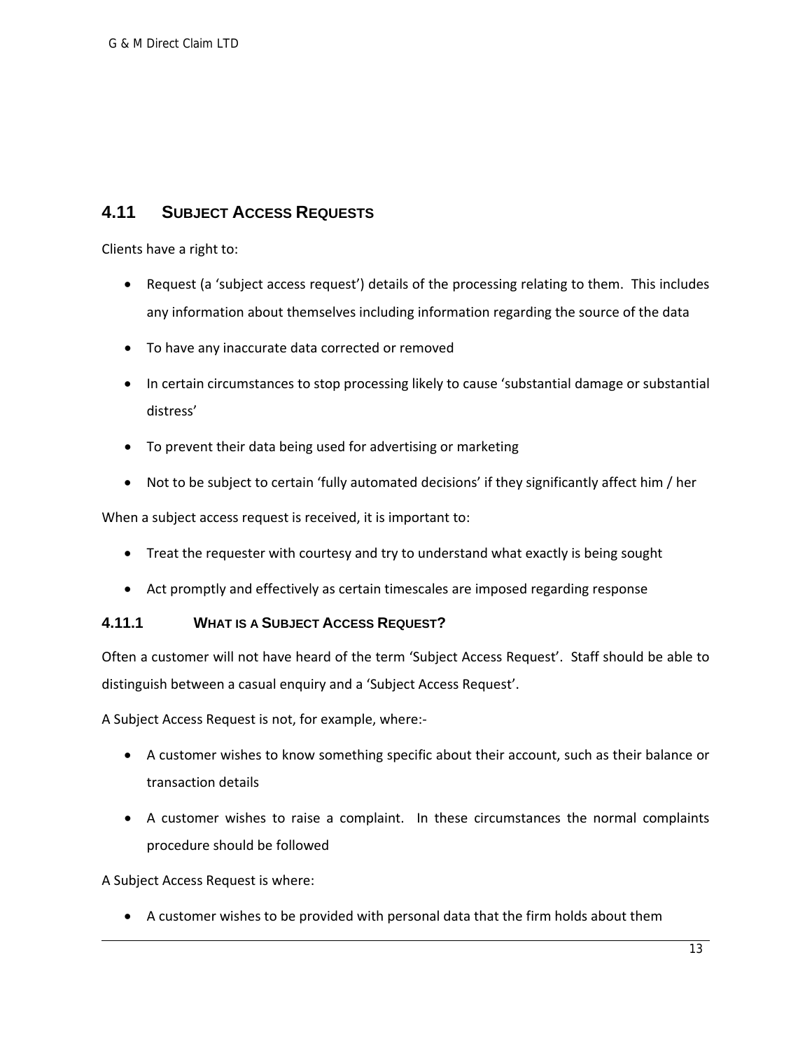## 4.11 Subject Access Requests

Clients have a right to:

- Request (a 'subject access request') details of the processing relating to them. This includes any information about themselves including information regarding the source of the data
- To have any inaccurate data corrected or removed
- In certain circumstances to stop processing likely to cause 'substantial damage or substantial distress'
- To prevent their data being used for advertising or marketing
- Not to be subject to certain 'fully automated decisions' if they significantly affect him / her

When a subject access request is received, it is important to:

- Treat the requester with courtesy and try to understand what exactly is being sought
- Act promptly and effectively as certain timescales are imposed regarding response

### 4.11.1 What is a Subject Access Request?

Often a customer will not have heard of the term 'Subject Access Request'. Staff should be able to distinguish between a casual enquiry and a 'Subject Access Request'.

A Subject Access Request is not, for example, where:-

- A customer wishes to know something specific about their account, such as their balance or transaction details
- A customer wishes to raise a complaint. In these circumstances the normal complaints procedure should be followed

A Subject Access Request is where:

- A customer wishes to be provided with personal data that the firm holds about them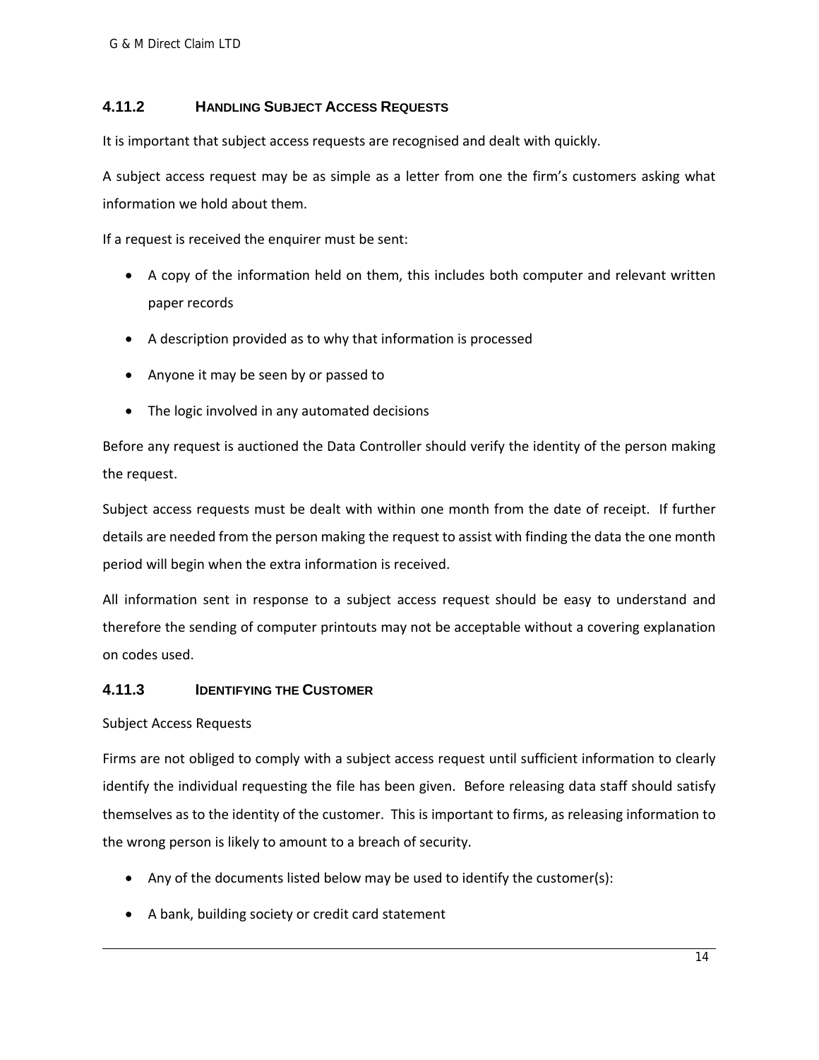#### 4.11.2 HANDLING SUBJECT ACCESS REQUESTS

It is important that subject access requests are recognised and dealt with quickly.

A subject access request may be as simple as a letter from one the firm's customers asking what information we hold about them.

If a request is received the enquirer must be sent:

- A copy of the information held on them, this includes both computer and relevant written paper records
- A description provided as to why that information is processed
- Anyone it may be seen by or passed to
- The logic involved in any automated decisions

Before any request is auctioned the Data Controller should verify the identity of the person making the request.

Subject access requests must be dealt with within one month from the date of receipt. If further details are needed from the person making the request to assist with finding the data the one month period will begin when the extra information is received.

All information sent in response to a subject access request should be easy to understand and therefore the sending of computer printouts may not be acceptable without a covering explanation on codes used.

#### 4.11.3 IDENTIFYING THE CUSTOMER

Subject Access Requests

Firms are not obliged to comply with a subject access request until sufficient information to clearly identify the individual requesting the file has been given. Before releasing data staff should satisfy themselves as to the identity of the customer. This is important to firms, as releasing information to the wrong person is likely to amount to a breach of security.

- Any of the documents listed below may be used to identify the customer(s):
- A bank, building society or credit card statement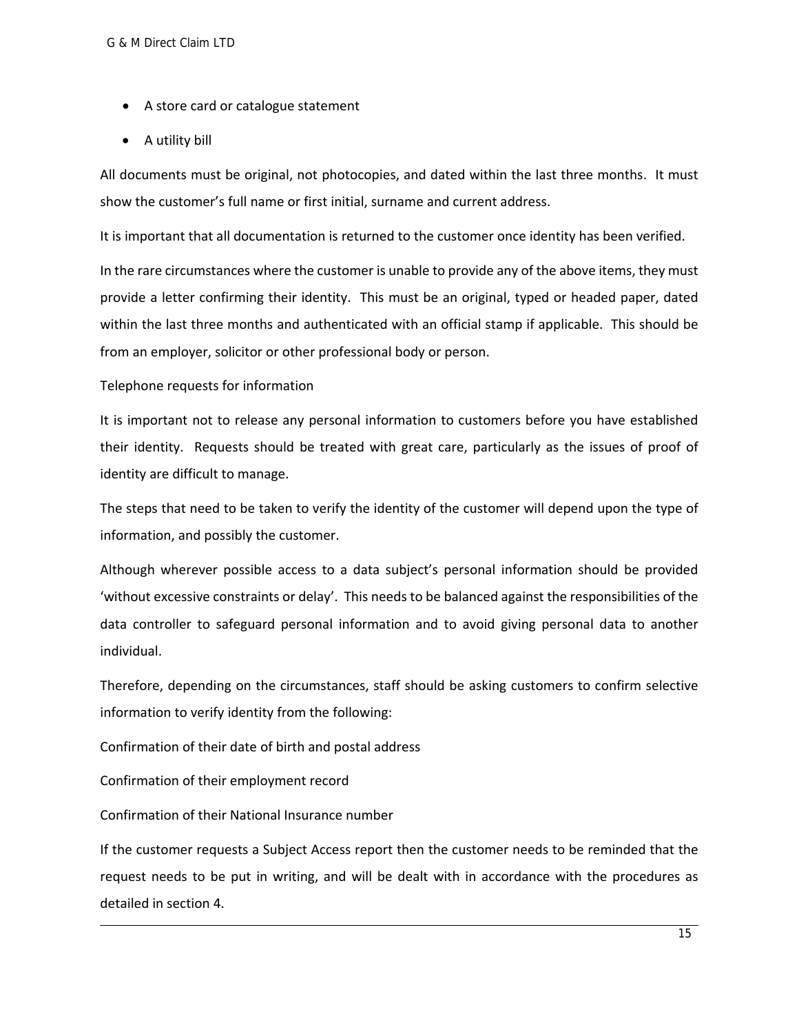- A store card or catalogue statement
- A utility bill

All documents must be original, not photocopies, and dated within the last three months. It must show the customer's full name or first initial, surname and current address.

It is important that all documentation is returned to the customer once identity has been verified.

In the rare circumstances where the customer is unable to provide any of the above items, they must provide a letter confirming their identity. This must be an original, typed or headed paper, dated within the last three months and authenticated with an official stamp if applicable. This should be from an employer, solicitor or other professional body or person.

Telephone requests for information

It is important not to release any personal information to customers before you have established their identity. Requests should be treated with great care, particularly as the issues of proof of identity are difficult to manage.

The steps that need to be taken to verify the identity of the customer will depend upon the type of information, and possibly the customer.

Although wherever possible access to a data subject's personal information should be provided 'without excessive constraints or delay'. This needs to be balanced against the responsibilities of the data controller to safeguard personal information and to avoid giving personal data to another individual.

Therefore, depending on the circumstances, staff should be asking customers to confirm selective information to verify identity from the following:

Confirmation of their date of birth and postal address

Confirmation of their employment record

Confirmation of their National Insurance number

If the customer requests a Subject Access report then the customer needs to be reminded that the request needs to be put in writing, and will be dealt with in accordance with the procedures as detailed in section 4.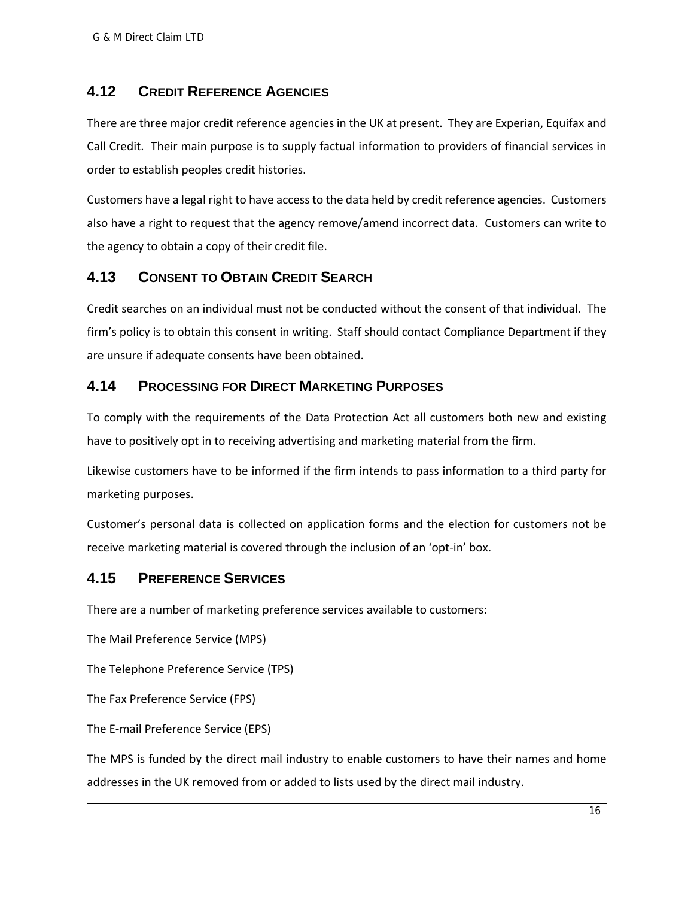## 4.12 CREDIT REFERENCE AGENCIES

There are three major credit reference agencies in the UK at present. They are Experian, Equifax and Call Credit. Their main purpose is to supply factual information to providers of financial services in order to establish peoples credit histories.

Customers have a legal right to have access to the data held by credit reference agencies. Customers also have a right to request that the agency remove/amend incorrect data. Customers can write to the agency to obtain a copy of their credit file.

## 4.13 CONSENT TO OBTAIN CREDIT SEARCH

Credit searches on an individual must not be conducted without the consent of that individual. The firm's policy is to obtain this consent in writing. Staff should contact Compliance Department if they are unsure if adequate consents have been obtained.

## 4.14 PROCESSING FOR DIRECT MARKETING PURPOSES

To comply with the requirements of the Data Protection Act all customers both new and existing have to positively opt in to receiving advertising and marketing material from the firm.

Likewise customers have to be informed if the firm intends to pass information to a third party for marketing purposes.

Customer's personal data is collected on application forms and the election for customers not be receive marketing material is covered through the inclusion of an 'opt-in' box.

## 4.15 PREFERENCE SERVICES

There are a number of marketing preference services available to customers:

The Mail Preference Service (MPS)

The Telephone Preference Service (TPS)

The Fax Preference Service (FPS)

The E-mail Preference Service (EPS)

The MPS is funded by the direct mail industry to enable customers to have their names and home addresses in the UK removed from or added to lists used by the direct mail industry.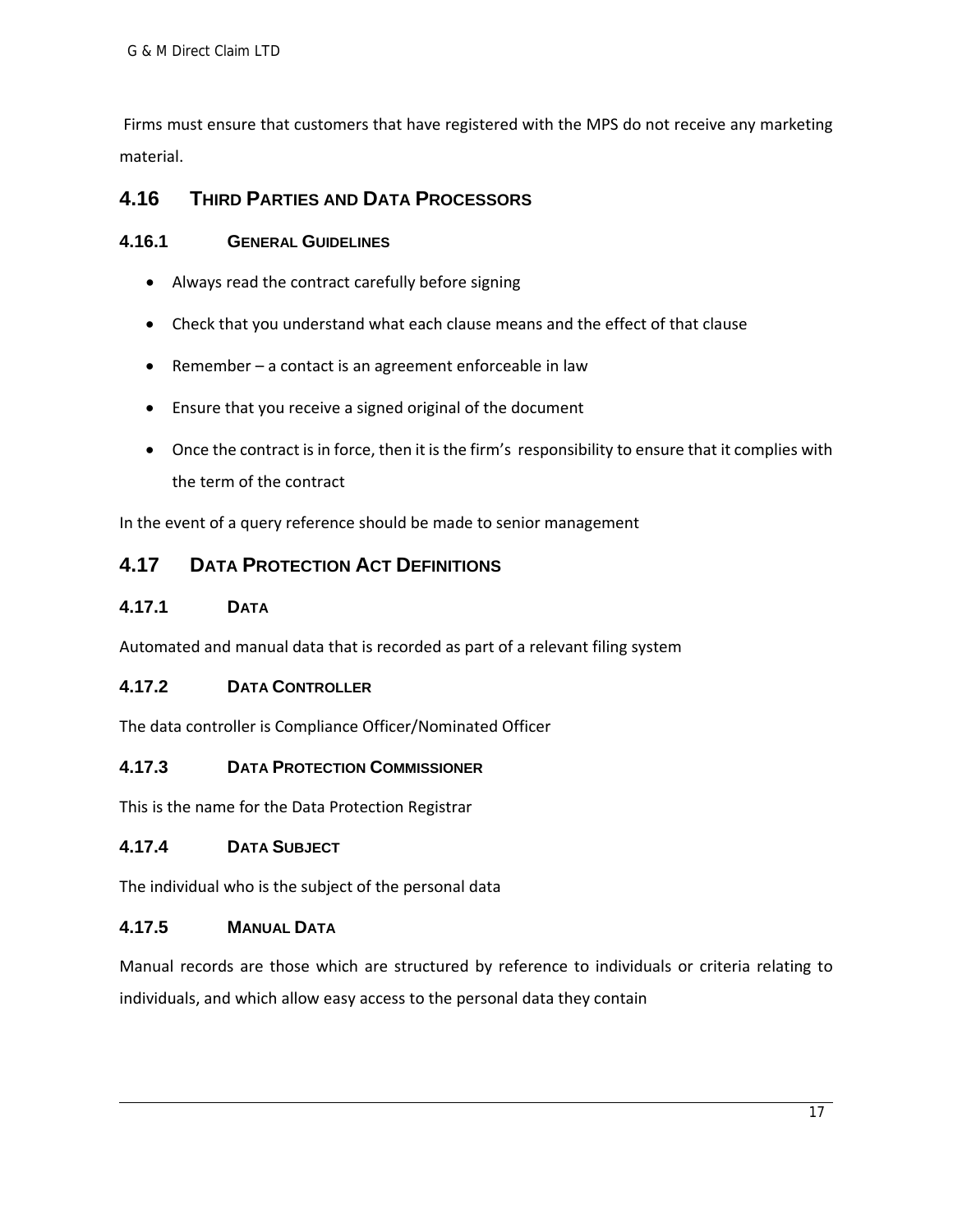Firms must ensure that customers that have registered with the MPS do not receive any marketing material.

## 4.16 THIRD PARTIES AND DATA PROCESSORS

### 4.16.1 GENERAL GUIDELINES

- Always read the contract carefully before signing
- Check that you understand what each clause means and the effect of that clause
- Remember – a contact is an agreement enforceable in law
- Ensure that you receive a signed original of the document
- Once the contract is in force, then it is the firm's responsibility to ensure that it complies with the term of the contract

In the event of a query reference should be made to senior management

## 4.17 DATA PROTECTION ACT DEFINITIONS

### 4.17.1 DATA

Automated and manual data that is recorded as part of a relevant filing system

### 4.17.2 DATA CONTROLLER

The data controller is Compliance Officer/Nominated Officer

### 4.17.3 DATA PROTECTION COMMISSIONER

This is the name for the Data Protection Registrar

### 4.17.4 DATA SUBJECT

The individual who is the subject of the personal data

### 4.17.5 MANUAL DATA

Manual records are those which are structured by reference to individuals or criteria relating to individuals, and which allow easy access to the personal data they contain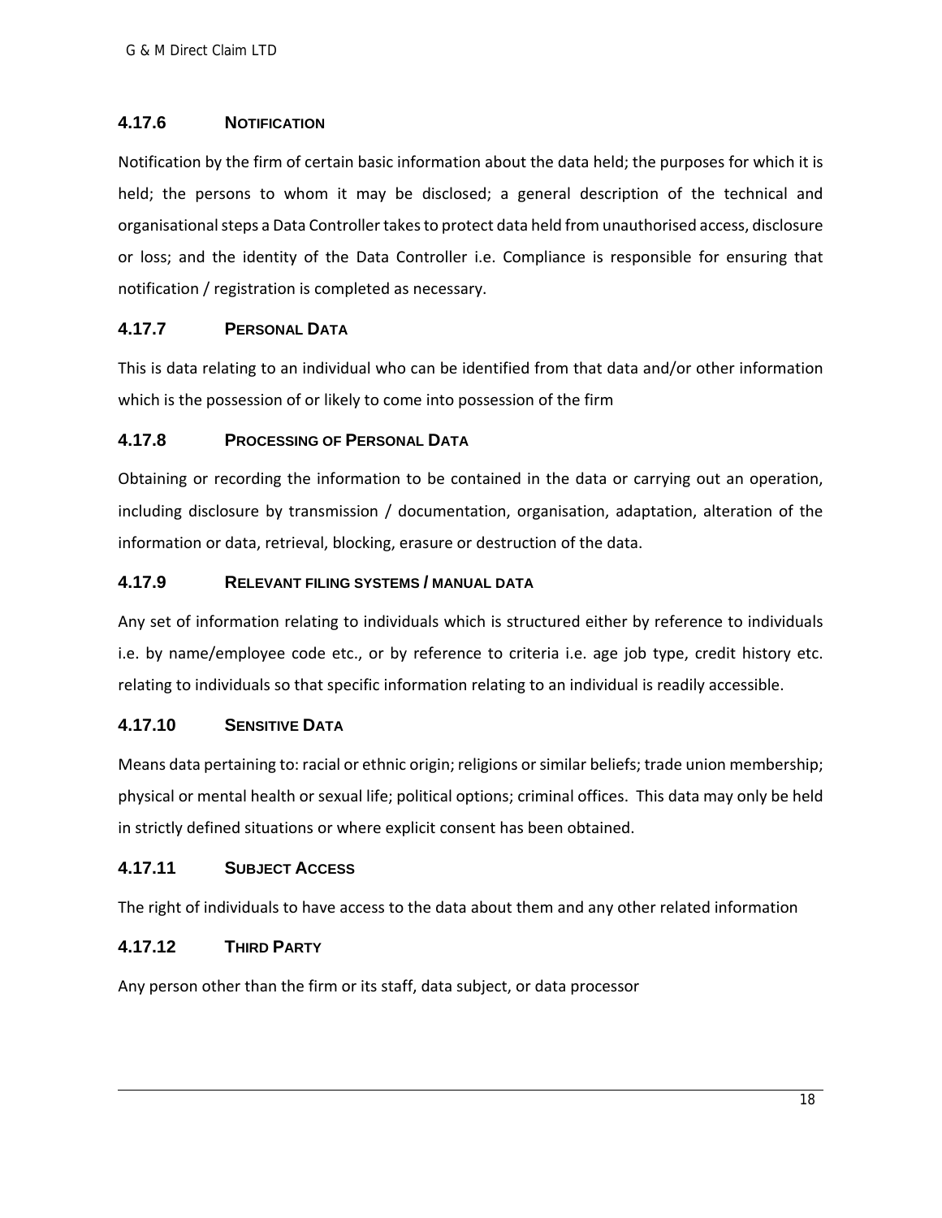### 4.17.6 NOTIFICATION

Notification by the firm of certain basic information about the data held; the purposes for which it is held; the persons to whom it may be disclosed; a general description of the technical and organisational steps a Data Controller takes to protect data held from unauthorised access, disclosure or loss; and the identity of the Data Controller i.e. Compliance is responsible for ensuring that notification / registration is completed as necessary.

### 4.17.7 PERSONAL DATA

This is data relating to an individual who can be identified from that data and/or other information which is the possession of or likely to come into possession of the firm

### 4.17.8 PROCESSING OF PERSONAL DATA

Obtaining or recording the information to be contained in the data or carrying out an operation, including disclosure by transmission / documentation, organisation, adaptation, alteration of the information or data, retrieval, blocking, erasure or destruction of the data.

### 4.17.9 RELEVANT FILING SYSTEMS / MANUAL DATA

Any set of information relating to individuals which is structured either by reference to individuals i.e. by name/employee code etc., or by reference to criteria i.e. age job type, credit history etc. relating to individuals so that specific information relating to an individual is readily accessible.

### 4.17.10 SENSITIVE DATA

Means data pertaining to: racial or ethnic origin; religions or similar beliefs; trade union membership; physical or mental health or sexual life; political options; criminal offices. This data may only be held in strictly defined situations or where explicit consent has been obtained.

### 4.17.11 SUBJECT ACCESS

The right of individuals to have access to the data about them and any other related information

### 4.17.12 THIRD PARTY

Any person other than the firm or its staff, data subject, or data processor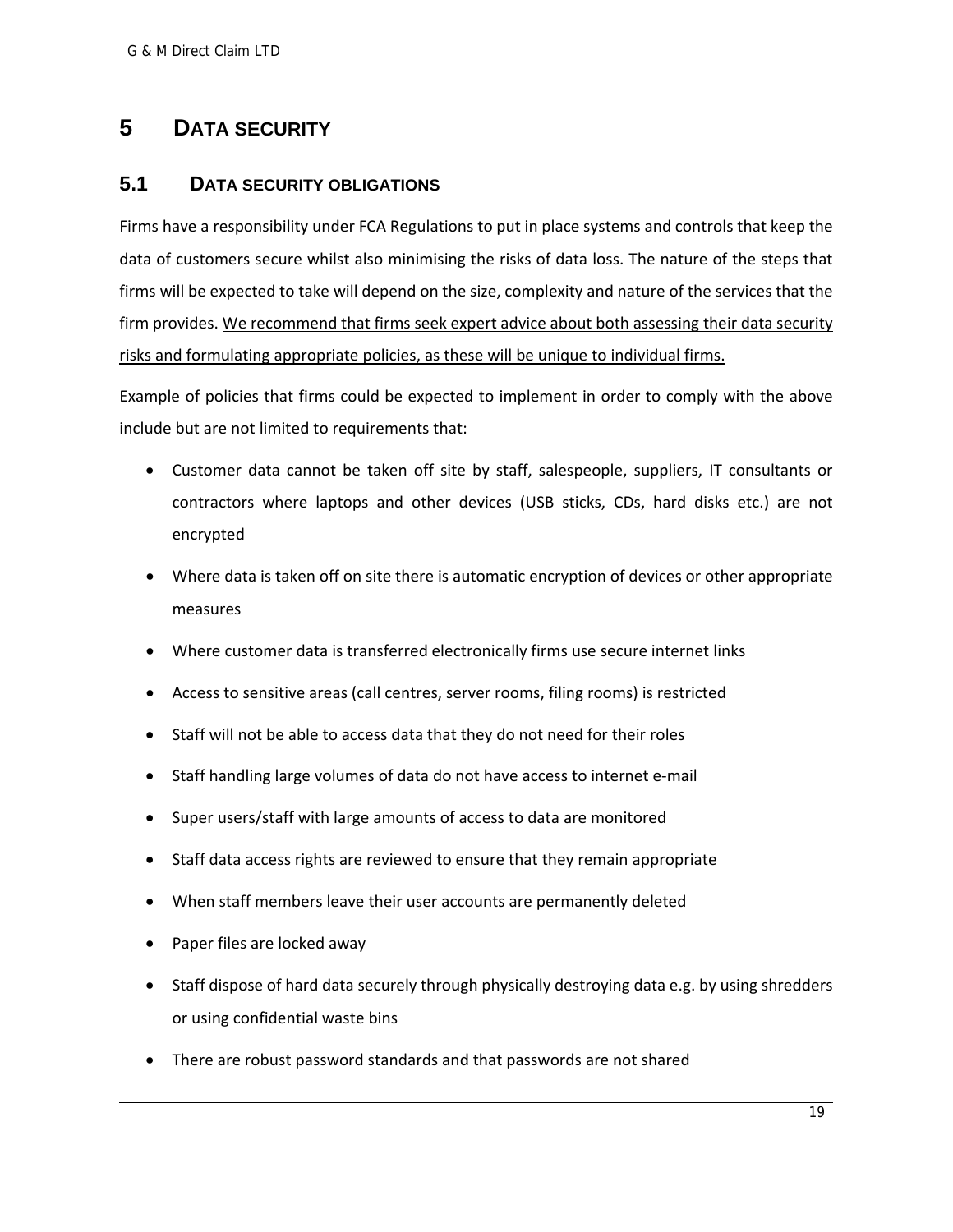# 5 DATA SECURITY

## 5.1 DATA SECURITY OBLIGATIONS

Firms have a responsibility under FCA Regulations to put in place systems and controls that keep the data of customers secure whilst also minimising the risks of data loss. The nature of the steps that firms will be expected to take will depend on the size, complexity and nature of the services that the firm provides. <u>We recommend that firms seek expert advice about both assessing their data security risks and formulating appropriate policies, as these will be unique to individual firms.</u>

Example of policies that firms could be expected to implement in order to comply with the above include but are not limited to requirements that:

- Customer data cannot be taken off site by staff, salespeople, suppliers, IT consultants or contractors where laptops and other devices (USB sticks, CDs, hard disks etc.) are not encrypted
- Where data is taken off on site there is automatic encryption of devices or other appropriate measures
- Where customer data is transferred electronically firms use secure internet links
- Access to sensitive areas (call centres, server rooms, filing rooms) is restricted
- Staff will not be able to access data that they do not need for their roles
- Staff handling large volumes of data do not have access to internet e-mail
- Super users/staff with large amounts of access to data are monitored
- Staff data access rights are reviewed to ensure that they remain appropriate
- When staff members leave their user accounts are permanently deleted
- Paper files are locked away
- Staff dispose of hard data securely through physically destroying data e.g. by using shredders or using confidential waste bins
- There are robust password standards and that passwords are not shared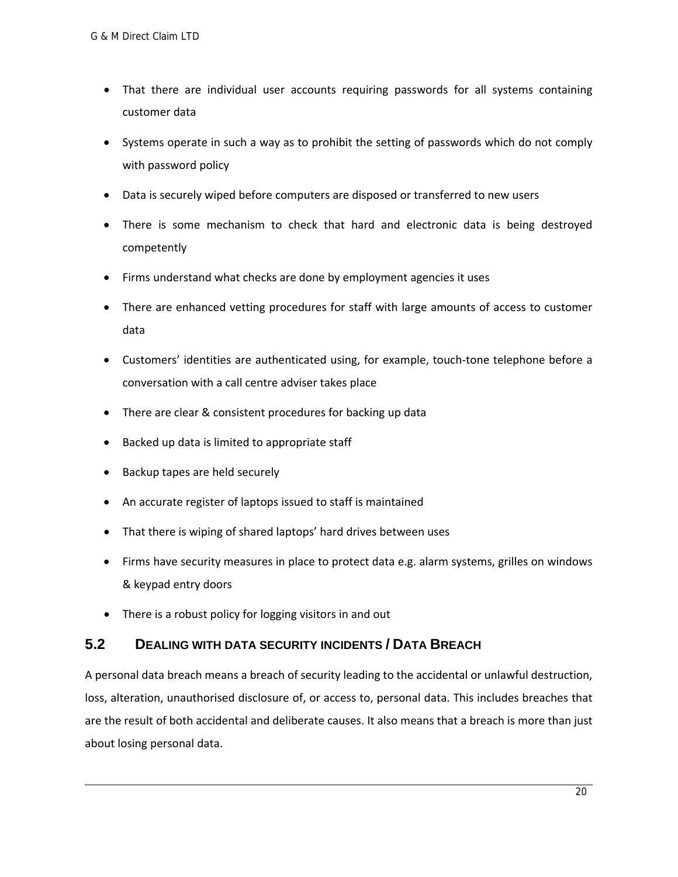- That there are individual user accounts requiring passwords for all systems containing customer data
- Systems operate in such a way as to prohibit the setting of passwords which do not comply with password policy
- Data is securely wiped before computers are disposed or transferred to new users
- There is some mechanism to check that hard and electronic data is being destroyed competently
- Firms understand what checks are done by employment agencies it uses
- There are enhanced vetting procedures for staff with large amounts of access to customer data
- Customers' identities are authenticated using, for example, touch-tone telephone before a conversation with a call centre adviser takes place
- There are clear & consistent procedures for backing up data
- Backed up data is limited to appropriate staff
- Backup tapes are held securely
- An accurate register of laptops issued to staff is maintained
- That there is wiping of shared laptops' hard drives between uses
- Firms have security measures in place to protect data e.g. alarm systems, grilles on windows & keypad entry doors
- There is a robust policy for logging visitors in and out

## 5.2 DEALING WITH DATA SECURITY INCIDENTS / DATA BREACH

A personal data breach means a breach of security leading to the accidental or unlawful destruction, loss, alteration, unauthorised disclosure of, or access to, personal data. This includes breaches that are the result of both accidental and deliberate causes. It also means that a breach is more than just about losing personal data.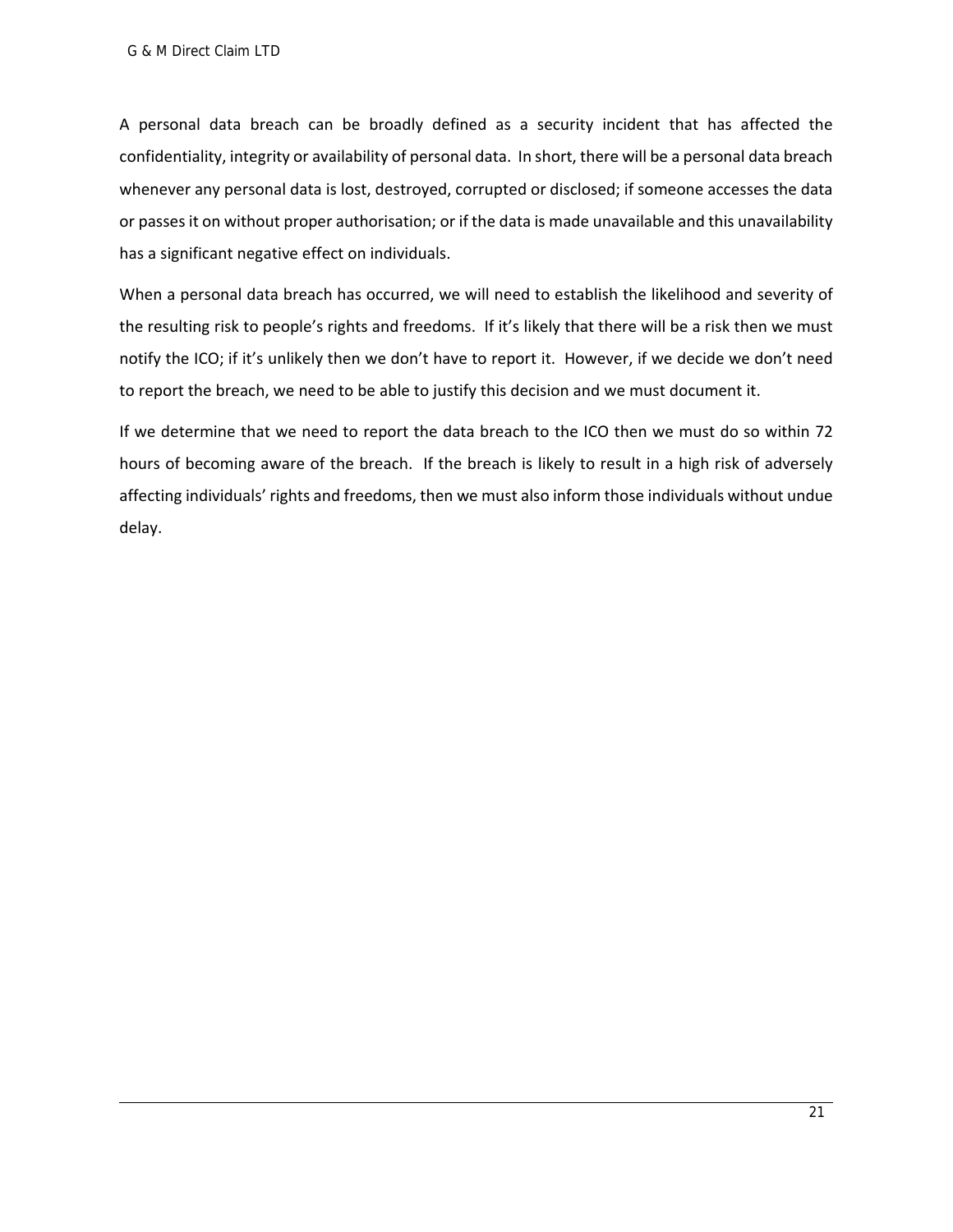A personal data breach can be broadly defined as a security incident that has affected the confidentiality, integrity or availability of personal data. In short, there will be a personal data breach whenever any personal data is lost, destroyed, corrupted or disclosed; if someone accesses the data or passes it on without proper authorisation; or if the data is made unavailable and this unavailability has a significant negative effect on individuals.

When a personal data breach has occurred, we will need to establish the likelihood and severity of the resulting risk to people's rights and freedoms. If it's likely that there will be a risk then we must notify the ICO; if it's unlikely then we don't have to report it. However, if we decide we don't need to report the breach, we need to be able to justify this decision and we must document it.

If we determine that we need to report the data breach to the ICO then we must do so within 72 hours of becoming aware of the breach. If the breach is likely to result in a high risk of adversely affecting individuals' rights and freedoms, then we must also inform those individuals without undue delay.